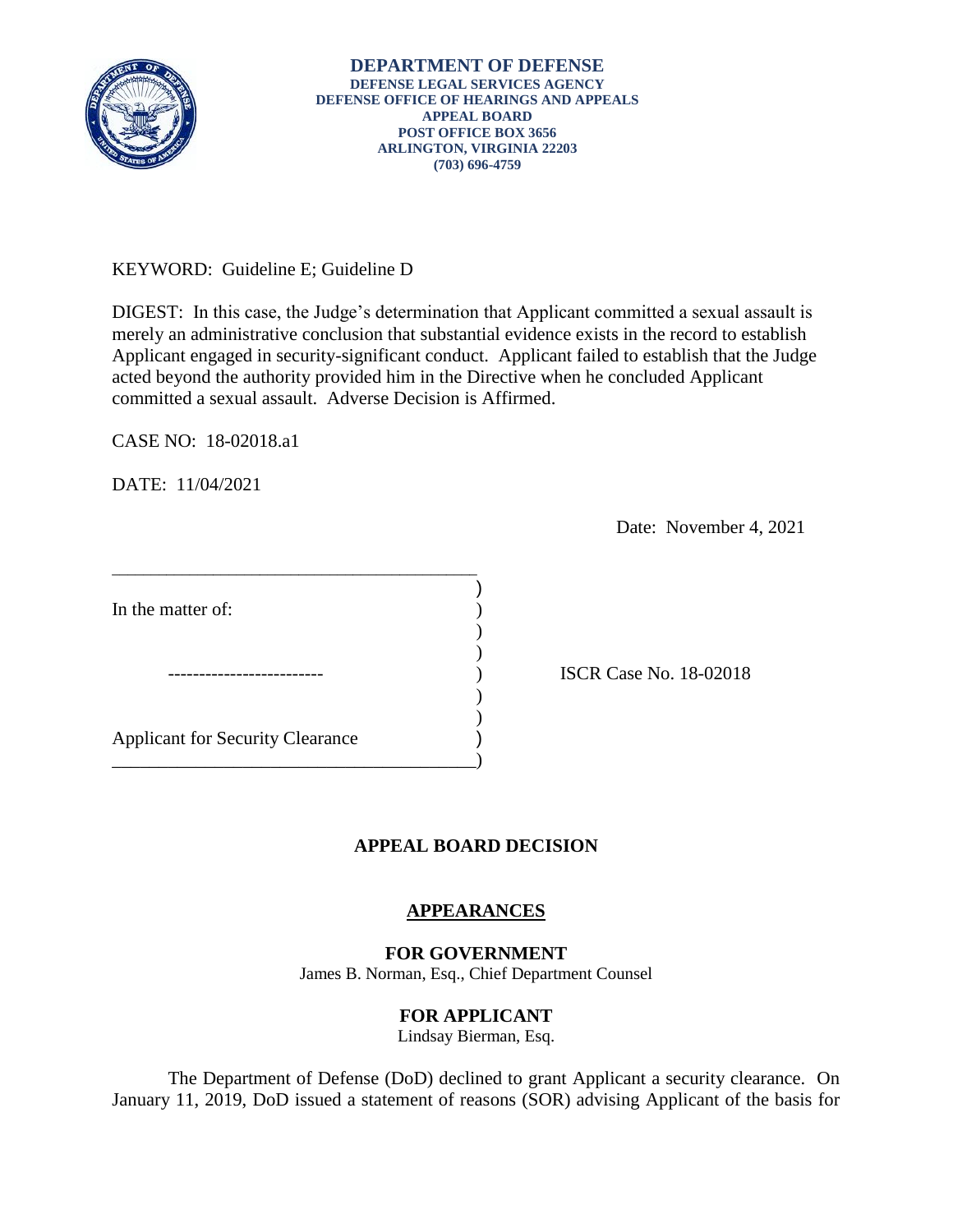**DEPARTMENT OF DEFENSE**
**DEFENSE LEGAL SERVICES AGENCY**
**DEFENSE OFFICE OF HEARINGS AND APPEALS**
**APPEAL BOARD**
**POST OFFICE BOX 3656**
**ARLINGTON, VIRGINIA 22203**
**(703) 696-4759**

KEYWORD: Guideline E; Guideline D

DIGEST: In this case, the Judge's determination that Applicant committed a sexual assault is merely an administrative conclusion that substantial evidence exists in the record to establish Applicant engaged in security-significant conduct. Applicant failed to establish that the Judge acted beyond the authority provided him in the Directive when he concluded Applicant committed a sexual assault. Adverse Decision is Affirmed.

CASE NO: 18-02018.a1

DATE: 11/04/2021

Date: November 4, 2021

| | |
|---|---|
| In the matter of: | |
| ------------------------- | ISCR Case No. 18-02018 |
| Applicant for Security Clearance | |

## APPEAL BOARD DECISION

### APPEARANCES

**FOR GOVERNMENT**
James B. Norman, Esq., Chief Department Counsel

**FOR APPLICANT**
Lindsay Bierman, Esq.

The Department of Defense (DoD) declined to grant Applicant a security clearance. On January 11, 2019, DoD issued a statement of reasons (SOR) advising Applicant of the basis for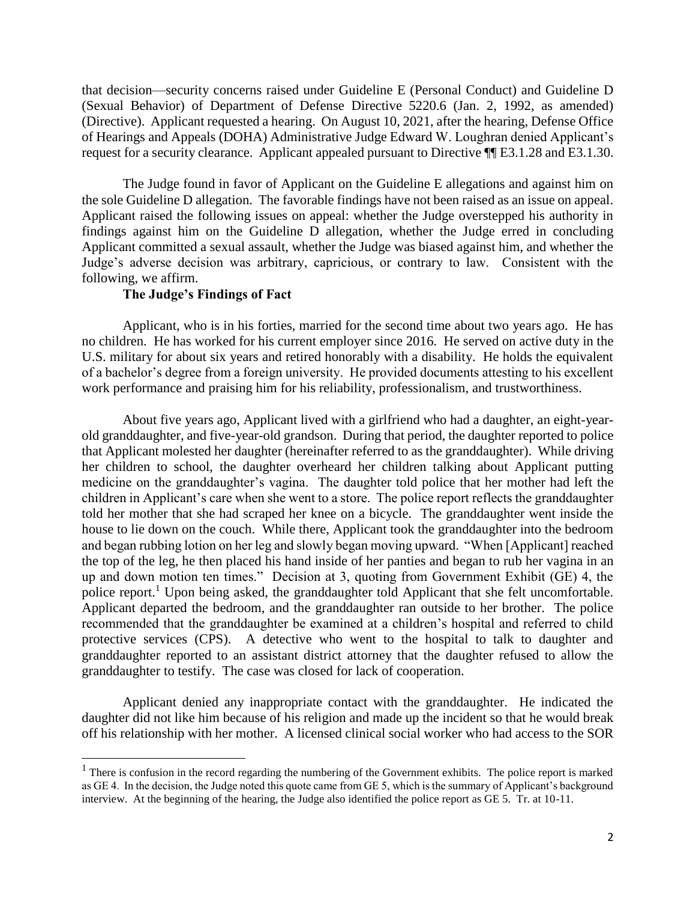that decision—security concerns raised under Guideline E (Personal Conduct) and Guideline D (Sexual Behavior) of Department of Defense Directive 5220.6 (Jan. 2, 1992, as amended) (Directive). Applicant requested a hearing. On August 10, 2021, after the hearing, Defense Office of Hearings and Appeals (DOHA) Administrative Judge Edward W. Loughran denied Applicant's request for a security clearance. Applicant appealed pursuant to Directive ¶¶ E3.1.28 and E3.1.30.

The Judge found in favor of Applicant on the Guideline E allegations and against him on the sole Guideline D allegation. The favorable findings have not been raised as an issue on appeal. Applicant raised the following issues on appeal: whether the Judge overstepped his authority in findings against him on the Guideline D allegation, whether the Judge erred in concluding Applicant committed a sexual assault, whether the Judge was biased against him, and whether the Judge's adverse decision was arbitrary, capricious, or contrary to law. Consistent with the following, we affirm.

**The Judge's Findings of Fact**

Applicant, who is in his forties, married for the second time about two years ago. He has no children. He has worked for his current employer since 2016. He served on active duty in the U.S. military for about six years and retired honorably with a disability. He holds the equivalent of a bachelor's degree from a foreign university. He provided documents attesting to his excellent work performance and praising him for his reliability, professionalism, and trustworthiness.

About five years ago, Applicant lived with a girlfriend who had a daughter, an eight-year-old granddaughter, and five-year-old grandson. During that period, the daughter reported to police that Applicant molested her daughter (hereinafter referred to as the granddaughter). While driving her children to school, the daughter overheard her children talking about Applicant putting medicine on the granddaughter's vagina. The daughter told police that her mother had left the children in Applicant's care when she went to a store. The police report reflects the granddaughter told her mother that she had scraped her knee on a bicycle. The granddaughter went inside the house to lie down on the couch. While there, Applicant took the granddaughter into the bedroom and began rubbing lotion on her leg and slowly began moving upward. "When [Applicant] reached the top of the leg, he then placed his hand inside of her panties and began to rub her vagina in an up and down motion ten times." Decision at 3, quoting from Government Exhibit (GE) 4, the police report.[1] Upon being asked, the granddaughter told Applicant that she felt uncomfortable. Applicant departed the bedroom, and the granddaughter ran outside to her brother. The police recommended that the granddaughter be examined at a children's hospital and referred to child protective services (CPS). A detective who went to the hospital to talk to daughter and granddaughter reported to an assistant district attorney that the daughter refused to allow the granddaughter to testify. The case was closed for lack of cooperation.

Applicant denied any inappropriate contact with the granddaughter. He indicated the daughter did not like him because of his religion and made up the incident so that he would break off his relationship with her mother. A licensed clinical social worker who had access to the SOR

[1] There is confusion in the record regarding the numbering of the Government exhibits. The police report is marked as GE 4. In the decision, the Judge noted this quote came from GE 5, which is the summary of Applicant's background interview. At the beginning of the hearing, the Judge also identified the police report as GE 5. Tr. at 10-11.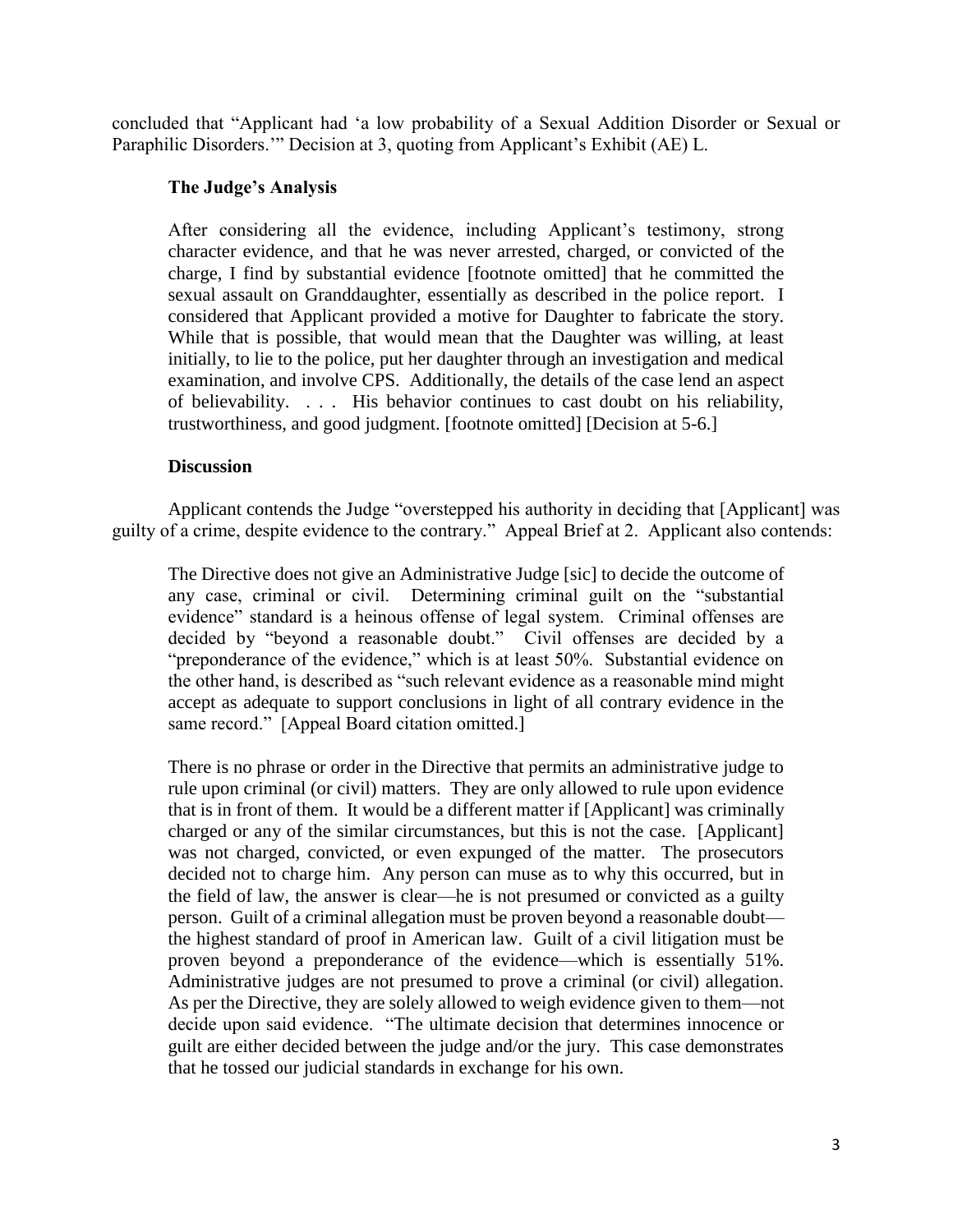concluded that "Applicant had 'a low probability of a Sexual Addition Disorder or Sexual or Paraphilic Disorders.'" Decision at 3, quoting from Applicant's Exhibit (AE) L.

### The Judge's Analysis

> After considering all the evidence, including Applicant's testimony, strong character evidence, and that he was never arrested, charged, or convicted of the charge, I find by substantial evidence [footnote omitted] that he committed the sexual assault on Granddaughter, essentially as described in the police report. I considered that Applicant provided a motive for Daughter to fabricate the story. While that is possible, that would mean that the Daughter was willing, at least initially, to lie to the police, put her daughter through an investigation and medical examination, and involve CPS. Additionally, the details of the case lend an aspect of believability. . . . His behavior continues to cast doubt on his reliability, trustworthiness, and good judgment. [footnote omitted] [Decision at 5-6.]

### Discussion

Applicant contends the Judge "overstepped his authority in deciding that [Applicant] was guilty of a crime, despite evidence to the contrary." Appeal Brief at 2. Applicant also contends:

> The Directive does not give an Administrative Judge [sic] to decide the outcome of any case, criminal or civil. Determining criminal guilt on the "substantial evidence" standard is a heinous offense of legal system. Criminal offenses are decided by "beyond a reasonable doubt." Civil offenses are decided by a "preponderance of the evidence," which is at least 50%. Substantial evidence on the other hand, is described as "such relevant evidence as a reasonable mind might accept as adequate to support conclusions in light of all contrary evidence in the same record." [Appeal Board citation omitted.]
>
> There is no phrase or order in the Directive that permits an administrative judge to rule upon criminal (or civil) matters. They are only allowed to rule upon evidence that is in front of them. It would be a different matter if [Applicant] was criminally charged or any of the similar circumstances, but this is not the case. [Applicant] was not charged, convicted, or even expunged of the matter. The prosecutors decided not to charge him. Any person can muse as to why this occurred, but in the field of law, the answer is clear—he is not presumed or convicted as a guilty person. Guilt of a criminal allegation must be proven beyond a reasonable doubt—the highest standard of proof in American law. Guilt of a civil litigation must be proven beyond a preponderance of the evidence—which is essentially 51%. Administrative judges are not presumed to prove a criminal (or civil) allegation. As per the Directive, they are solely allowed to weigh evidence given to them—not decide upon said evidence. "The ultimate decision that determines innocence or guilt are either decided between the judge and/or the jury. This case demonstrates that he tossed our judicial standards in exchange for his own.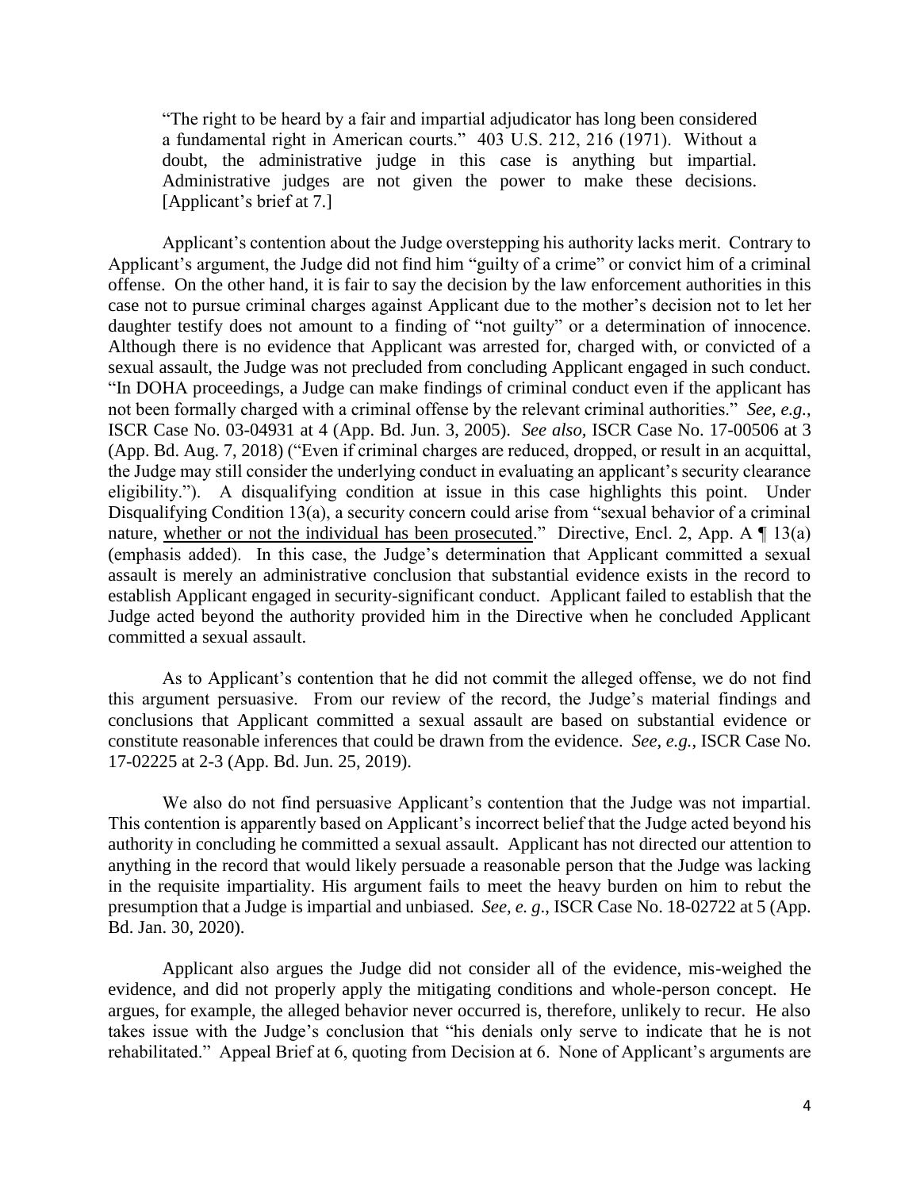> "The right to be heard by a fair and impartial adjudicator has long been considered a fundamental right in American courts." 403 U.S. 212, 216 (1971). Without a doubt, the administrative judge in this case is anything but impartial. Administrative judges are not given the power to make these decisions. [Applicant's brief at 7.]

Applicant's contention about the Judge overstepping his authority lacks merit. Contrary to Applicant's argument, the Judge did not find him "guilty of a crime" or convict him of a criminal offense. On the other hand, it is fair to say the decision by the law enforcement authorities in this case not to pursue criminal charges against Applicant due to the mother's decision not to let her daughter testify does not amount to a finding of "not guilty" or a determination of innocence. Although there is no evidence that Applicant was arrested for, charged with, or convicted of a sexual assault, the Judge was not precluded from concluding Applicant engaged in such conduct. "In DOHA proceedings, a Judge can make findings of criminal conduct even if the applicant has not been formally charged with a criminal offense by the relevant criminal authorities." *See, e.g.*, ISCR Case No. 03-04931 at 4 (App. Bd. Jun. 3, 2005). *See also*, ISCR Case No. 17-00506 at 3 (App. Bd. Aug. 7, 2018) ("Even if criminal charges are reduced, dropped, or result in an acquittal, the Judge may still consider the underlying conduct in evaluating an applicant's security clearance eligibility."). A disqualifying condition at issue in this case highlights this point. Under Disqualifying Condition 13(a), a security concern could arise from "sexual behavior of a criminal nature, <u>whether or not the individual has been prosecuted</u>." Directive, Encl. 2, App. A ¶ 13(a) (emphasis added). In this case, the Judge's determination that Applicant committed a sexual assault is merely an administrative conclusion that substantial evidence exists in the record to establish Applicant engaged in security-significant conduct. Applicant failed to establish that the Judge acted beyond the authority provided him in the Directive when he concluded Applicant committed a sexual assault.

As to Applicant's contention that he did not commit the alleged offense, we do not find this argument persuasive. From our review of the record, the Judge's material findings and conclusions that Applicant committed a sexual assault are based on substantial evidence or constitute reasonable inferences that could be drawn from the evidence. *See, e.g.*, ISCR Case No. 17-02225 at 2-3 (App. Bd. Jun. 25, 2019).

We also do not find persuasive Applicant's contention that the Judge was not impartial. This contention is apparently based on Applicant's incorrect belief that the Judge acted beyond his authority in concluding he committed a sexual assault. Applicant has not directed our attention to anything in the record that would likely persuade a reasonable person that the Judge was lacking in the requisite impartiality. His argument fails to meet the heavy burden on him to rebut the presumption that a Judge is impartial and unbiased. *See, e. g*., ISCR Case No. 18-02722 at 5 (App. Bd. Jan. 30, 2020).

Applicant also argues the Judge did not consider all of the evidence, mis-weighed the evidence, and did not properly apply the mitigating conditions and whole-person concept. He argues, for example, the alleged behavior never occurred is, therefore, unlikely to recur. He also takes issue with the Judge's conclusion that "his denials only serve to indicate that he is not rehabilitated." Appeal Brief at 6, quoting from Decision at 6. None of Applicant's arguments are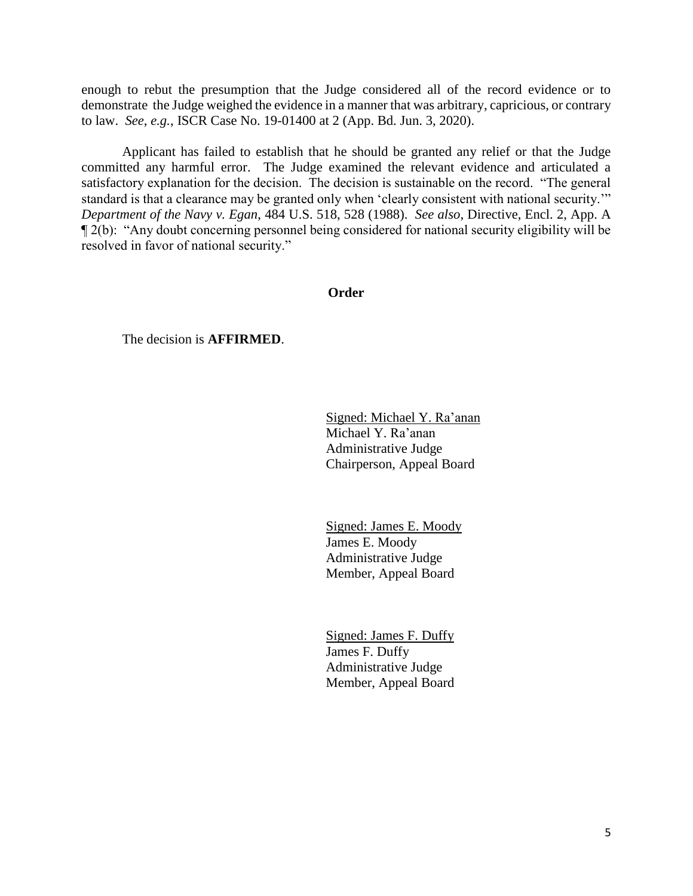enough to rebut the presumption that the Judge considered all of the record evidence or to demonstrate the Judge weighed the evidence in a manner that was arbitrary, capricious, or contrary to law. *See*, *e.g.*, ISCR Case No. 19-01400 at 2 (App. Bd. Jun. 3, 2020).

Applicant has failed to establish that he should be granted any relief or that the Judge committed any harmful error. The Judge examined the relevant evidence and articulated a satisfactory explanation for the decision. The decision is sustainable on the record. "The general standard is that a clearance may be granted only when 'clearly consistent with national security.'" *Department of the Navy v. Egan*, 484 U.S. 518, 528 (1988). *See also*, Directive, Encl. 2, App. A ¶ 2(b): "Any doubt concerning personnel being considered for national security eligibility will be resolved in favor of national security."

## Order

The decision is **AFFIRMED**.

Signed: Michael Y. Ra'anan
Michael Y. Ra'anan
Administrative Judge
Chairperson, Appeal Board

Signed: James E. Moody
James E. Moody
Administrative Judge
Member, Appeal Board

Signed: James F. Duffy
James F. Duffy
Administrative Judge
Member, Appeal Board